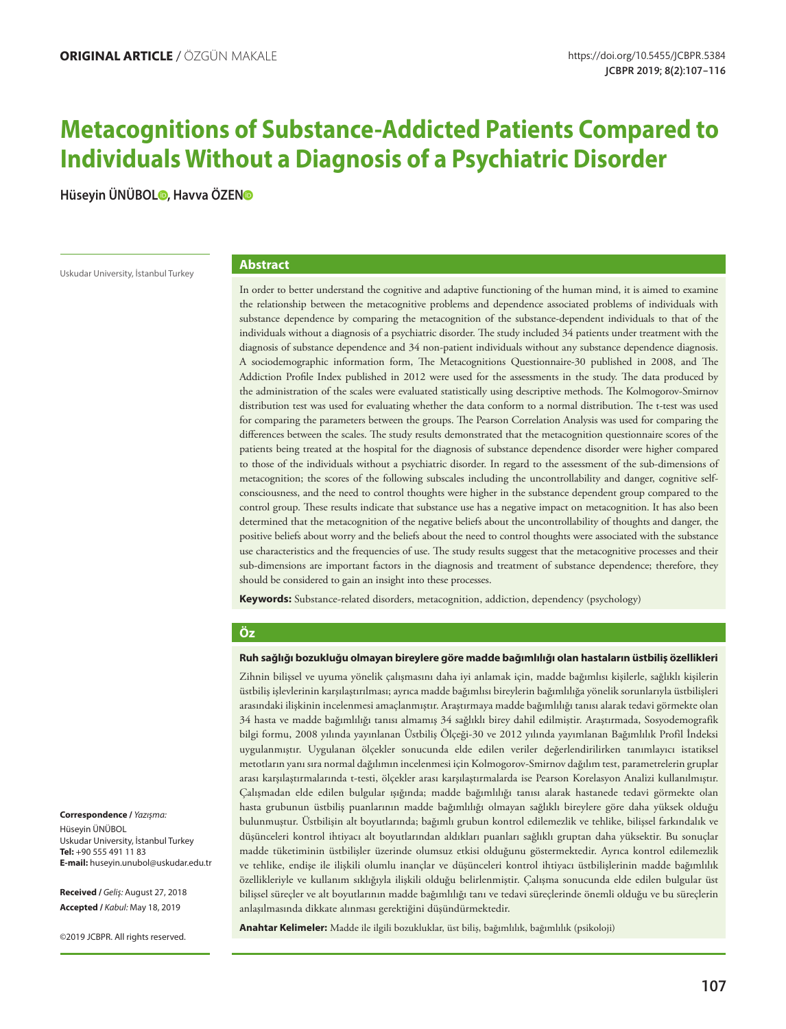**ORIGINAL ARTICLE** / ÖZGÜN MAKALE

https://doi.org/10.5455/JCBPR.5384

# Metacognitions of Substance-Addicted Patients Compared to Individuals Without a Diagnosis of a Psychiatric Disorder

**Hüseyin ÜNÜBOL, Havva ÖZEN**

Uskudar University, İstanbul Turkey

## Abstract

In order to better understand the cognitive and adaptive functioning of the human mind, it is aimed to examine the relationship between the metacognitive problems and dependence associated problems of individuals with substance dependence by comparing the metacognition of the substance-dependent individuals to that of the individuals without a diagnosis of a psychiatric disorder. The study included 34 patients under treatment with the diagnosis of substance dependence and 34 non-patient individuals without any substance dependence diagnosis. A sociodemographic information form, The Metacognitions Questionnaire-30 published in 2008, and The Addiction Profile Index published in 2012 were used for the assessments in the study. The data produced by the administration of the scales were evaluated statistically using descriptive methods. The Kolmogorov-Smirnov distribution test was used for evaluating whether the data conform to a normal distribution. The t-test was used for comparing the parameters between the groups. The Pearson Correlation Analysis was used for comparing the differences between the scales. The study results demonstrated that the metacognition questionnaire scores of the patients being treated at the hospital for the diagnosis of substance dependence disorder were higher compared to those of the individuals without a psychiatric disorder. In regard to the assessment of the sub-dimensions of metacognition; the scores of the following subscales including the uncontrollability and danger, cognitive self-consciousness, and the need to control thoughts were higher in the substance dependent group compared to the control group. These results indicate that substance use has a negative impact on metacognition. It has also been determined that the metacognition of the negative beliefs about the uncontrollability of thoughts and danger, the positive beliefs about worry and the beliefs about the need to control thoughts were associated with the substance use characteristics and the frequencies of use. The study results suggest that the metacognitive processes and their sub-dimensions are important factors in the diagnosis and treatment of substance dependence; therefore, they should be considered to gain an insight into these processes.

**Keywords:** Substance-related disorders, metacognition, addiction, dependency (psychology)

## Öz

**Ruh sağlığı bozukluğu olmayan bireylere göre madde bağımlılığı olan hastaların üstbiliş özellikleri**

Zihnin bilişsel ve uyuma yönelik çalışmasını daha iyi anlamak için, madde bağımlısı kişilerle, sağlıklı kişilerin üstbiliş işlevlerinin karşılaştırılması; ayrıca madde bağımlısı bireylerin bağımlılığa yönelik sorunlarıyla üstbilişleri arasındaki ilişkinin incelenmesi amaçlanmıştır. Araştırmaya madde bağımlılığı tanısı alarak tedavi görmekte olan 34 hasta ve madde bağımlılığı tanısı almamış 34 sağlıklı birey dahil edilmiştir. Araştırmada, Sosyodemografik bilgi formu, 2008 yılında yayınlanan Üstbiliş Ölçeği-30 ve 2012 yılında yayımlanan Bağımlılık Profil İndeksi uygulanmıştır. Uygulanan ölçekler sonucunda elde edilen veriler değerlendirilirken tanımlayıcı istatiksel metotların yanı sıra normal dağılımın incelenmesi için Kolmogorov-Smirnov dağılım test, parametrelerin gruplar arası karşılaştırmalarında t-testi, ölçekler arası karşılaştırmalarda ise Pearson Korelasyon Analizi kullanılmıştır. Çalışmadan elde edilen bulgular ışığında; madde bağımlılığı tanısı alarak hastanede tedavi görmekte olan hasta grubunun üstbiliş puanlarının madde bağımlılığı olmayan sağlıklı bireylere göre daha yüksek olduğu bulunmuştur. Üstbilişin alt boyutlarında; bağımlı grubun kontrol edilemezlik ve tehlike, bilişsel farkındalık ve düşünceleri kontrol ihtiyacı alt boyutlarından aldıkları puanları sağlıklı gruptan daha yüksektir. Bu sonuçlar madde tüketiminin üstbilişler üzerinde olumsuz etkisi olduğunu göstermektedir. Ayrıca kontrol edilemezlik ve tehlike, endişe ile ilişkili olumlu inançlar ve düşünceleri kontrol ihtiyacı üstbilişlerinin madde bağımlılık özellikleriyle ve kullanım sıklığıyla ilişkili olduğu belirlenmiştir. Çalışma sonucunda elde edilen bulgular üst bilişsel süreçler ve alt boyutlarının madde bağımlılığı tanı ve tedavi süreçlerinde önemli olduğu ve bu süreçlerin anlaşılmasında dikkate alınması gerektiğini düşündürmektedir.

**Anahtar Kelimeler:** Madde ile ilgili bozukluklar, üst biliş, bağımlılık, bağımlılık (psikoloji)

**Correspondence /** *Yazışma:*
Hüseyin ÜNÜBOL
Uskudar University, İstanbul Turkey
**Tel:** +90 555 491 11 83
**E-mail:** huseyin.unubol@uskudar.edu.tr

**Received /** *Geliş:* August 27, 2018
**Accepted /** *Kabul:* May 18, 2019

©2019 JCBPR. All rights reserved.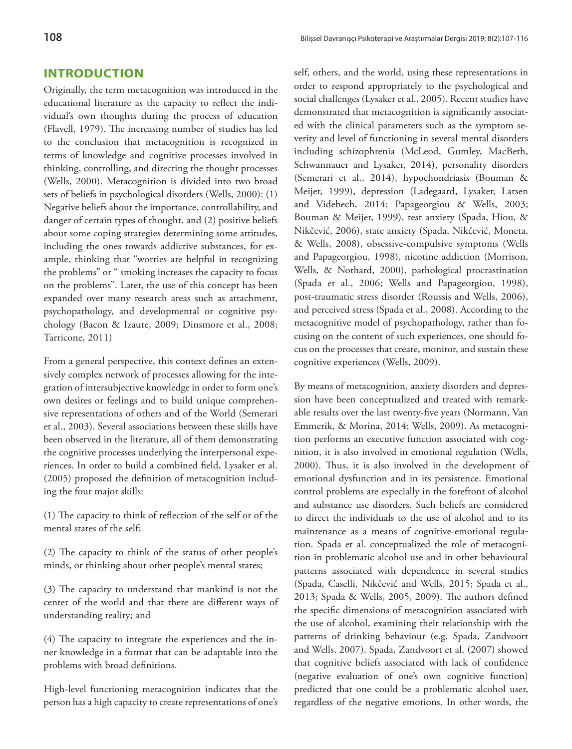## INTRODUCTION

Originally, the term metacognition was introduced in the educational literature as the capacity to reflect the individual's own thoughts during the process of education (Flavell, 1979). The increasing number of studies has led to the conclusion that metacognition is recognized in terms of knowledge and cognitive processes involved in thinking, controlling, and directing the thought processes (Wells, 2000). Metacognition is divided into two broad sets of beliefs in psychological disorders (Wells, 2000): (1) Negative beliefs about the importance, controllability, and danger of certain types of thought, and (2) positive beliefs about some coping strategies determining some attitudes, including the ones towards addictive substances, for example, thinking that "worries are helpful in recognizing the problems" or " smoking increases the capacity to focus on the problems". Later, the use of this concept has been expanded over many research areas such as attachment, psychopathology, and developmental or cognitive psychology (Bacon & Izaute, 2009; Dinsmore et al., 2008; Tarricone, 2011)

From a general perspective, this context defines an extensively complex network of processes allowing for the integration of intersubjective knowledge in order to form one's own desires or feelings and to build unique comprehensive representations of others and of the World (Semerari et al., 2003). Several associations between these skills have been observed in the literature, all of them demonstrating the cognitive processes underlying the interpersonal experiences. In order to build a combined field, Lysaker et al. (2005) proposed the definition of metacognition including the four major skills:

(1) The capacity to think of reflection of the self or of the mental states of the self;

(2) The capacity to think of the status of other people's minds, or thinking about other people's mental states;

(3) The capacity to understand that mankind is not the center of the world and that there are different ways of understanding reality; and

(4) The capacity to integrate the experiences and the inner knowledge in a format that can be adaptable into the problems with broad definitions.

High-level functioning metacognition indicates that the person has a high capacity to create representations of one's self, others, and the world, using these representations in order to respond appropriately to the psychological and social challenges (Lysaker et al., 2005). Recent studies have demonstrated that metacognition is significantly associated with the clinical parameters such as the symptom severity and level of functioning in several mental disorders including schizophrenia (McLeod, Gumley, MacBeth, Schwannauer and Lysaker, 2014), personality disorders (Semerari et al., 2014), hypochondriasis (Bouman & Meijer, 1999), depression (Ladegaard, Lysaker, Larsen and Videbech, 2014; Papageorgiou & Wells, 2003; Bouman & Meijer, 1999), test anxiety (Spada, Hiou, & Nikčević, 2006), state anxiety (Spada, Nikčević, Moneta, & Wells, 2008), obsessive-compulsive symptoms (Wells and Papageorgiou, 1998), nicotine addiction (Morrison, Wells, & Nothard, 2000), pathological procrastination (Spada et al., 2006; Wells and Papageorgiou, 1998), post-traumatic stress disorder (Roussis and Wells, 2006), and perceived stress (Spada et al., 2008). According to the metacognitive model of psychopathology, rather than focusing on the content of such experiences, one should focus on the processes that create, monitor, and sustain these cognitive experiences (Wells, 2009).

By means of metacognition, anxiety disorders and depression have been conceptualized and treated with remarkable results over the last twenty-five years (Normann, Van Emmerik, & Morina, 2014; Wells, 2009). As metacognition performs an executive function associated with cognition, it is also involved in emotional regulation (Wells, 2000). Thus, it is also involved in the development of emotional dysfunction and in its persistence. Emotional control problems are especially in the forefront of alcohol and substance use disorders. Such beliefs are considered to direct the individuals to the use of alcohol and to its maintenance as a means of cognitive-emotional regulation. Spada et al. conceptualized the role of metacognition in problematic alcohol use and in other behavioural patterns associated with dependence in several studies (Spada, Caselli, Nikčević and Wells, 2015; Spada et al., 2013; Spada & Wells, 2005, 2009). The authors defined the specific dimensions of metacognition associated with the use of alcohol, examining their relationship with the patterns of drinking behaviour (e.g. Spada, Zandvoort and Wells, 2007). Spada, Zandvoort et al. (2007) showed that cognitive beliefs associated with lack of confidence (negative evaluation of one's own cognitive function) predicted that one could be a problematic alcohol user, regardless of the negative emotions. In other words, the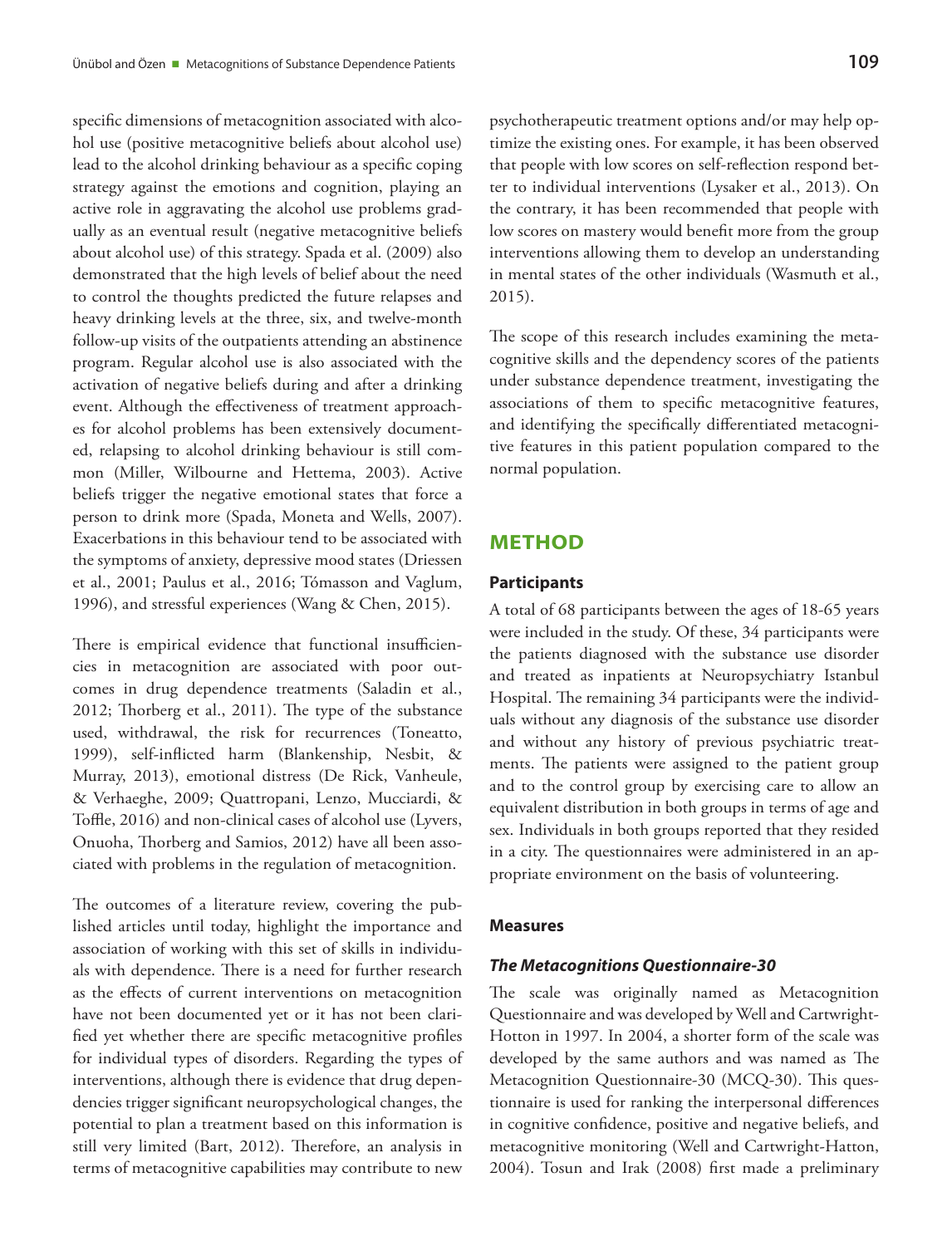specific dimensions of metacognition associated with alcohol use (positive metacognitive beliefs about alcohol use) lead to the alcohol drinking behaviour as a specific coping strategy against the emotions and cognition, playing an active role in aggravating the alcohol use problems gradually as an eventual result (negative metacognitive beliefs about alcohol use) of this strategy. Spada et al. (2009) also demonstrated that the high levels of belief about the need to control the thoughts predicted the future relapses and heavy drinking levels at the three, six, and twelve-month follow-up visits of the outpatients attending an abstinence program. Regular alcohol use is also associated with the activation of negative beliefs during and after a drinking event. Although the effectiveness of treatment approaches for alcohol problems has been extensively documented, relapsing to alcohol drinking behaviour is still common (Miller, Wilbourne and Hettema, 2003). Active beliefs trigger the negative emotional states that force a person to drink more (Spada, Moneta and Wells, 2007). Exacerbations in this behaviour tend to be associated with the symptoms of anxiety, depressive mood states (Driessen et al., 2001; Paulus et al., 2016; Tómasson and Vaglum, 1996), and stressful experiences (Wang & Chen, 2015).

There is empirical evidence that functional insufficiencies in metacognition are associated with poor outcomes in drug dependence treatments (Saladin et al., 2012; Thorberg et al., 2011). The type of the substance used, withdrawal, the risk for recurrences (Toneatto, 1999), self-inflicted harm (Blankenship, Nesbit, & Murray, 2013), emotional distress (De Rick, Vanheule, & Verhaeghe, 2009; Quattropani, Lenzo, Mucciardi, & Toffle, 2016) and non-clinical cases of alcohol use (Lyvers, Onuoha, Thorberg and Samios, 2012) have all been associated with problems in the regulation of metacognition.

The outcomes of a literature review, covering the published articles until today, highlight the importance and association of working with this set of skills in individuals with dependence. There is a need for further research as the effects of current interventions on metacognition have not been documented yet or it has not been clarified yet whether there are specific metacognitive profiles for individual types of disorders. Regarding the types of interventions, although there is evidence that drug dependencies trigger significant neuropsychological changes, the potential to plan a treatment based on this information is still very limited (Bart, 2012). Therefore, an analysis in terms of metacognitive capabilities may contribute to new psychotherapeutic treatment options and/or may help optimize the existing ones. For example, it has been observed that people with low scores on self-reflection respond better to individual interventions (Lysaker et al., 2013). On the contrary, it has been recommended that people with low scores on mastery would benefit more from the group interventions allowing them to develop an understanding in mental states of the other individuals (Wasmuth et al., 2015).

The scope of this research includes examining the metacognitive skills and the dependency scores of the patients under substance dependence treatment, investigating the associations of them to specific metacognitive features, and identifying the specifically differentiated metacognitive features in this patient population compared to the normal population.

## METHOD

### Participants

A total of 68 participants between the ages of 18-65 years were included in the study. Of these, 34 participants were the patients diagnosed with the substance use disorder and treated as inpatients at Neuropsychiatry Istanbul Hospital. The remaining 34 participants were the individuals without any diagnosis of the substance use disorder and without any history of previous psychiatric treatments. The patients were assigned to the patient group and to the control group by exercising care to allow an equivalent distribution in both groups in terms of age and sex. Individuals in both groups reported that they resided in a city. The questionnaires were administered in an appropriate environment on the basis of volunteering.

### Measures

#### *The Metacognitions Questionnaire-30*

The scale was originally named as Metacognition Questionnaire and was developed by Well and Cartwright-Hotton in 1997. In 2004, a shorter form of the scale was developed by the same authors and was named as The Metacognition Questionnaire-30 (MCQ-30). This questionnaire is used for ranking the interpersonal differences in cognitive confidence, positive and negative beliefs, and metacognitive monitoring (Well and Cartwright-Hatton, 2004). Tosun and Irak (2008) first made a preliminary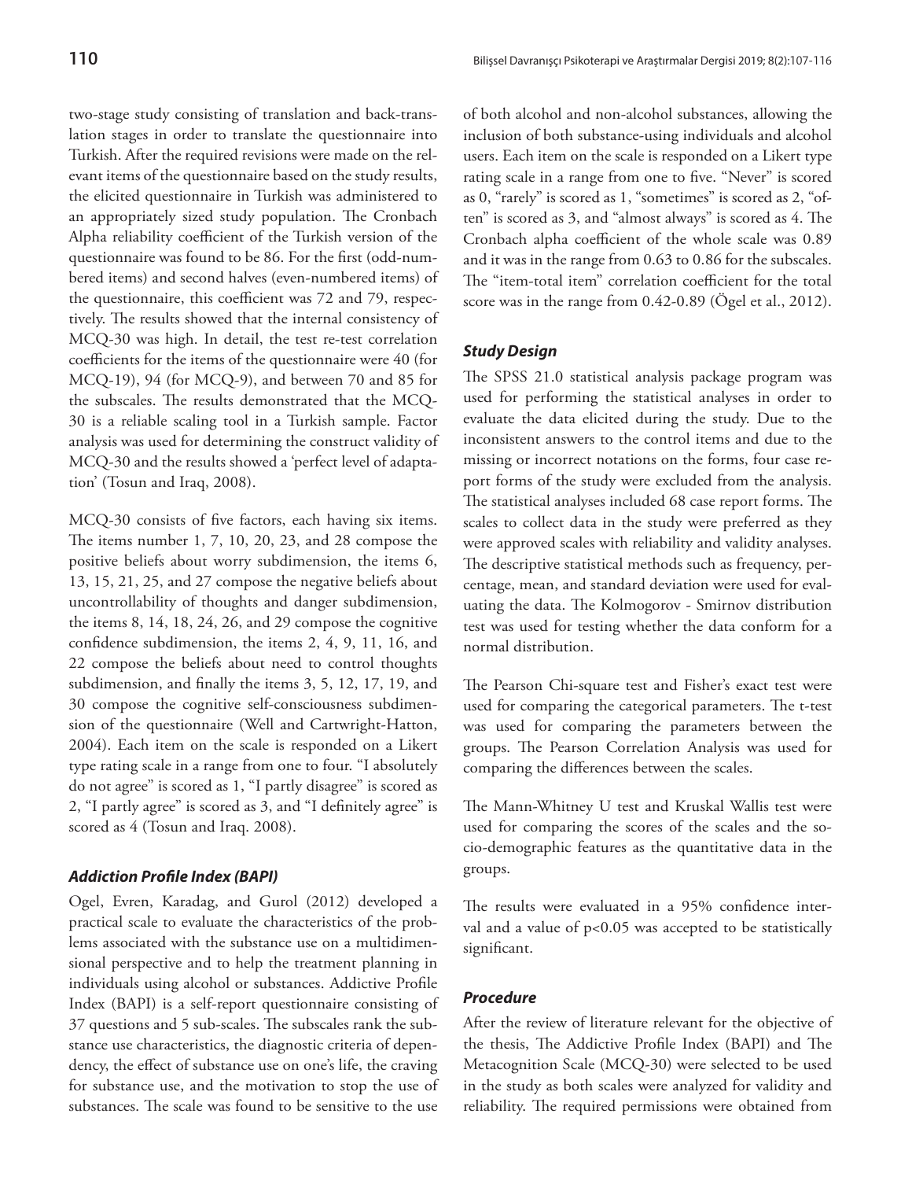two-stage study consisting of translation and back-translation stages in order to translate the questionnaire into Turkish. After the required revisions were made on the relevant items of the questionnaire based on the study results, the elicited questionnaire in Turkish was administered to an appropriately sized study population. The Cronbach Alpha reliability coefficient of the Turkish version of the questionnaire was found to be 86. For the first (odd-numbered items) and second halves (even-numbered items) of the questionnaire, this coefficient was 72 and 79, respectively. The results showed that the internal consistency of MCQ-30 was high. In detail, the test re-test correlation coefficients for the items of the questionnaire were 40 (for MCQ-19), 94 (for MCQ-9), and between 70 and 85 for the subscales. The results demonstrated that the MCQ-30 is a reliable scaling tool in a Turkish sample. Factor analysis was used for determining the construct validity of MCQ-30 and the results showed a 'perfect level of adaptation' (Tosun and Iraq, 2008).

MCQ-30 consists of five factors, each having six items. The items number 1, 7, 10, 20, 23, and 28 compose the positive beliefs about worry subdimension, the items 6, 13, 15, 21, 25, and 27 compose the negative beliefs about uncontrollability of thoughts and danger subdimension, the items 8, 14, 18, 24, 26, and 29 compose the cognitive confidence subdimension, the items 2, 4, 9, 11, 16, and 22 compose the beliefs about need to control thoughts subdimension, and finally the items 3, 5, 12, 17, 19, and 30 compose the cognitive self-consciousness subdimension of the questionnaire (Well and Cartwright-Hatton, 2004). Each item on the scale is responded on a Likert type rating scale in a range from one to four. "I absolutely do not agree" is scored as 1, "I partly disagree" is scored as 2, "I partly agree" is scored as 3, and "I definitely agree" is scored as 4 (Tosun and Iraq. 2008).

### *Addiction Profile Index (BAPI)*

Ogel, Evren, Karadag, and Gurol (2012) developed a practical scale to evaluate the characteristics of the problems associated with the substance use on a multidimensional perspective and to help the treatment planning in individuals using alcohol or substances. Addictive Profile Index (BAPI) is a self-report questionnaire consisting of 37 questions and 5 sub-scales. The subscales rank the substance use characteristics, the diagnostic criteria of dependency, the effect of substance use on one's life, the craving for substance use, and the motivation to stop the use of substances. The scale was found to be sensitive to the use of both alcohol and non-alcohol substances, allowing the inclusion of both substance-using individuals and alcohol users. Each item on the scale is responded on a Likert type rating scale in a range from one to five. "Never" is scored as 0, "rarely" is scored as 1, "sometimes" is scored as 2, "often" is scored as 3, and "almost always" is scored as 4. The Cronbach alpha coefficient of the whole scale was 0.89 and it was in the range from 0.63 to 0.86 for the subscales. The "item-total item" correlation coefficient for the total score was in the range from 0.42-0.89 (Ögel et al., 2012).

### *Study Design*

The SPSS 21.0 statistical analysis package program was used for performing the statistical analyses in order to evaluate the data elicited during the study. Due to the inconsistent answers to the control items and due to the missing or incorrect notations on the forms, four case report forms of the study were excluded from the analysis. The statistical analyses included 68 case report forms. The scales to collect data in the study were preferred as they were approved scales with reliability and validity analyses. The descriptive statistical methods such as frequency, percentage, mean, and standard deviation were used for evaluating the data. The Kolmogorov - Smirnov distribution test was used for testing whether the data conform for a normal distribution.

The Pearson Chi-square test and Fisher's exact test were used for comparing the categorical parameters. The t-test was used for comparing the parameters between the groups. The Pearson Correlation Analysis was used for comparing the differences between the scales.

The Mann-Whitney U test and Kruskal Wallis test were used for comparing the scores of the scales and the socio-demographic features as the quantitative data in the groups.

The results were evaluated in a 95% confidence interval and a value of $p<0.05$ was accepted to be statistically significant.

### *Procedure*

After the review of literature relevant for the objective of the thesis, The Addictive Profile Index (BAPI) and The Metacognition Scale (MCQ-30) were selected to be used in the study as both scales were analyzed for validity and reliability. The required permissions were obtained from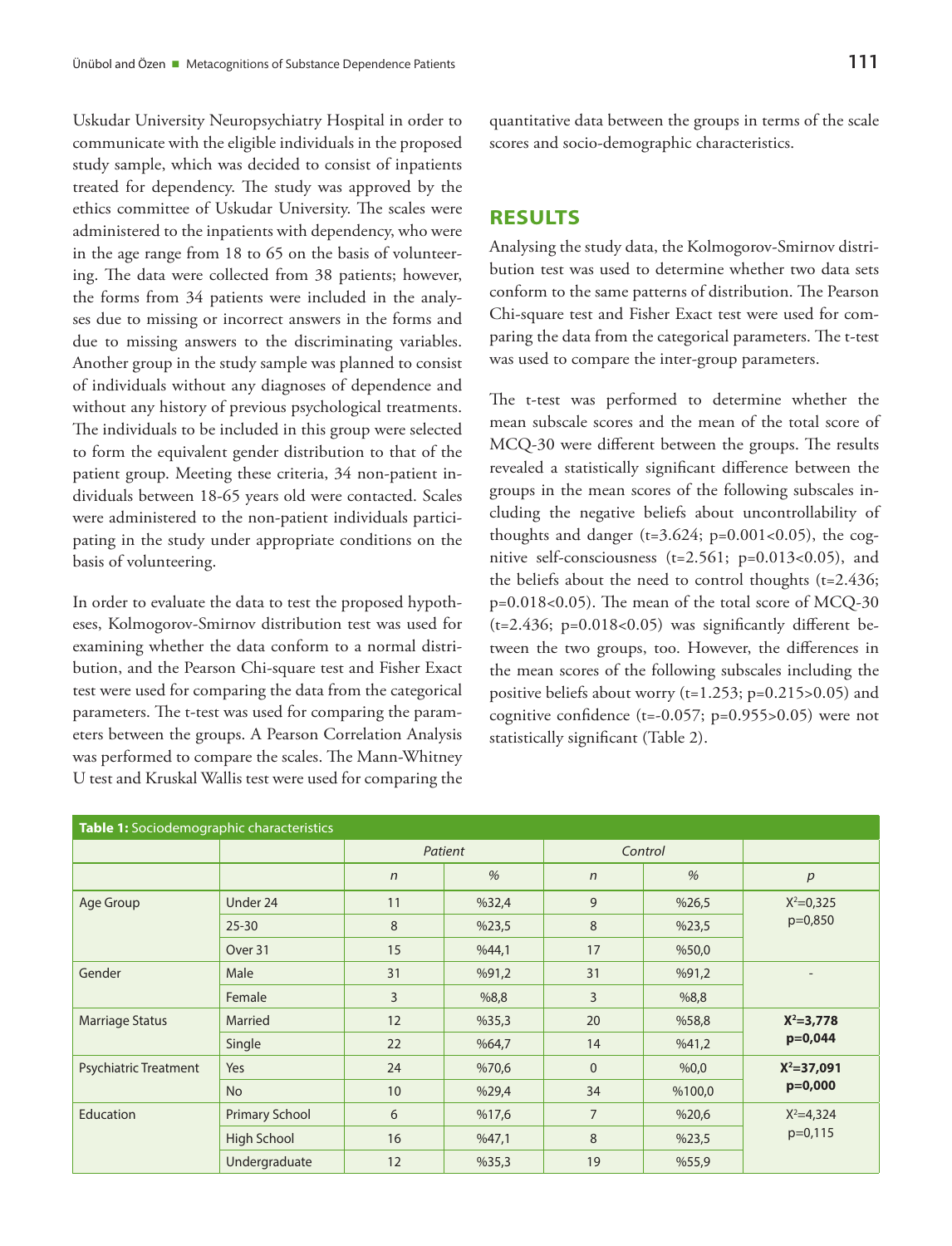Uskudar University Neuropsychiatry Hospital in order to communicate with the eligible individuals in the proposed study sample, which was decided to consist of inpatients treated for dependency. The study was approved by the ethics committee of Uskudar University. The scales were administered to the inpatients with dependency, who were in the age range from 18 to 65 on the basis of volunteering. The data were collected from 38 patients; however, the forms from 34 patients were included in the analyses due to missing or incorrect answers in the forms and due to missing answers to the discriminating variables. Another group in the study sample was planned to consist of individuals without any diagnoses of dependence and without any history of previous psychological treatments. The individuals to be included in this group were selected to form the equivalent gender distribution to that of the patient group. Meeting these criteria, 34 non-patient individuals between 18-65 years old were contacted. Scales were administered to the non-patient individuals participating in the study under appropriate conditions on the basis of volunteering.

In order to evaluate the data to test the proposed hypotheses, Kolmogorov-Smirnov distribution test was used for examining whether the data conform to a normal distribution, and the Pearson Chi-square test and Fisher Exact test were used for comparing the data from the categorical parameters. The t-test was used for comparing the parameters between the groups. A Pearson Correlation Analysis was performed to compare the scales. The Mann-Whitney U test and Kruskal Wallis test were used for comparing the quantitative data between the groups in terms of the scale scores and socio-demographic characteristics.

## RESULTS

Analysing the study data, the Kolmogorov-Smirnov distribution test was used to determine whether two data sets conform to the same patterns of distribution. The Pearson Chi-square test and Fisher Exact test were used for comparing the data from the categorical parameters. The t-test was used to compare the inter-group parameters.

The t-test was performed to determine whether the mean subscale scores and the mean of the total score of MCQ-30 were different between the groups. The results revealed a statistically significant difference between the groups in the mean scores of the following subscales including the negative beliefs about uncontrollability of thoughts and danger ($t=3.624$; $p=0.001<0.05$), the cognitive self-consciousness ($t=2.561$; $p=0.013<0.05$), and the beliefs about the need to control thoughts ($t=2.436$; $p=0.018<0.05$). The mean of the total score of MCQ-30 ($t=2.436$; $p=0.018<0.05$) was significantly different between the two groups, too. However, the differences in the mean scores of the following subscales including the positive beliefs about worry ($t=1.253$; $p=0.215>0.05$) and cognitive confidence ($t=-0.057$; $p=0.955>0.05$) were not statistically significant (Table 2).

**Table 1:** Sociodemographic characteristics

| | | *Patient* | | *Control* | | |
|---|---|---|---|---|---|---|
| | | *n* | *%* | *n* | *%* | *p* |
| Age Group | Under 24 | 11 | %32,4 | 9 | %26,5 | $X^2$=0,325 p=0,850 |
| | 25-30 | 8 | %23,5 | 8 | %23,5 | |
| | Over 31 | 15 | %44,1 | 17 | %50,0 | |
| Gender | Male | 31 | %91,2 | 31 | %91,2 | - |
| | Female | 3 | %8,8 | 3 | %8,8 | |
| Marriage Status | Married | 12 | %35,3 | 20 | %58,8 | **$X^2$=3,778 p=0,044** |
| | Single | 22 | %64,7 | 14 | %41,2 | |
| Psychiatric Treatment | Yes | 24 | %70,6 | 0 | %0,0 | **$X^2$=37,091 p=0,000** |
| | No | 10 | %29,4 | 34 | %100,0 | |
| Education | Primary School | 6 | %17,6 | 7 | %20,6 | $X^2$=4,324 p=0,115 |
| | High School | 16 | %47,1 | 8 | %23,5 | |
| | Undergraduate | 12 | %35,3 | 19 | %55,9 | |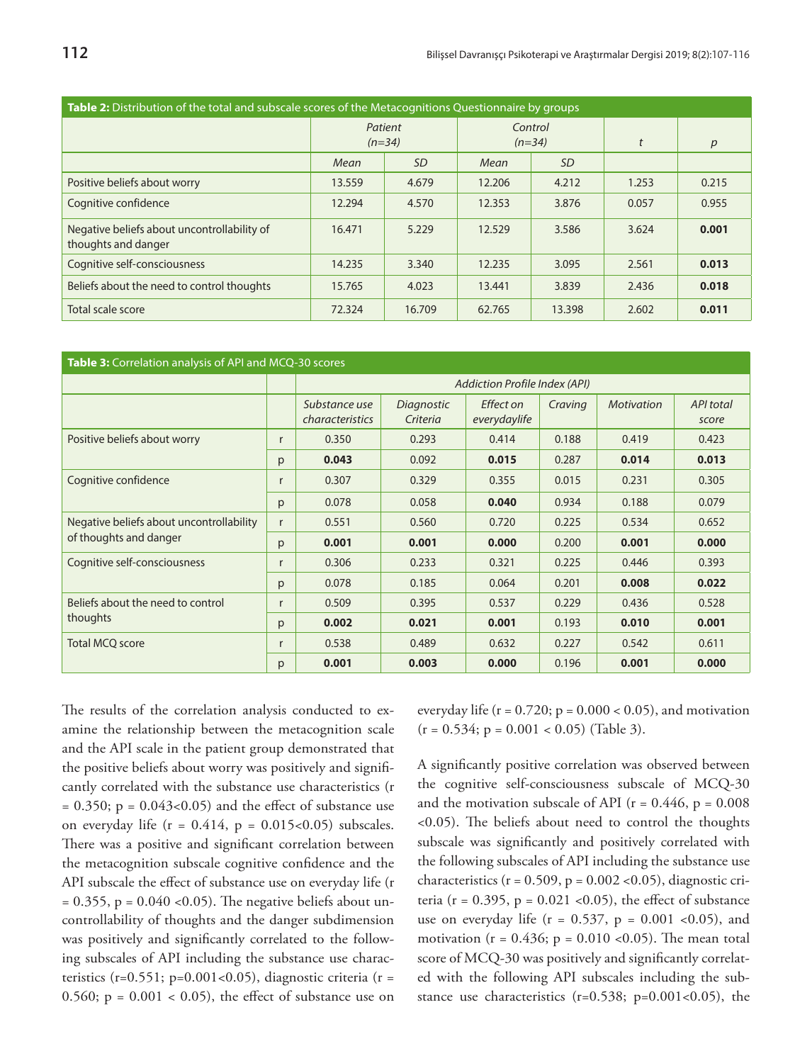**Table 2:** Distribution of the total and subscale scores of the Metacognitions Questionnaire by groups

| | *Patient (n=34)* | | *Control (n=34)* | | *t* | *p* |
|---|---|---|---|---|---|---|
| | *Mean* | *SD* | *Mean* | *SD* | | |
| Positive beliefs about worry | 13.559 | 4.679 | 12.206 | 4.212 | 1.253 | 0.215 |
| Cognitive confidence | 12.294 | 4.570 | 12.353 | 3.876 | 0.057 | 0.955 |
| Negative beliefs about uncontrollability of thoughts and danger | 16.471 | 5.229 | 12.529 | 3.586 | 3.624 | **0.001** |
| Cognitive self-consciousness | 14.235 | 3.340 | 12.235 | 3.095 | 2.561 | **0.013** |
| Beliefs about the need to control thoughts | 15.765 | 4.023 | 13.441 | 3.839 | 2.436 | **0.018** |
| Total scale score | 72.324 | 16.709 | 62.765 | 13.398 | 2.602 | **0.011** |

**Table 3:** Correlation analysis of API and MCQ-30 scores

| | | *Addiction Profile Index (API)* | | | | | |
|---|---|---|---|---|---|---|---|
| | | *Substance use characteristics* | *Diagnostic Criteria* | *Effect on everydaylife* | *Craving* | *Motivation* | *API total score* |
| Positive beliefs about worry | r | 0.350 | 0.293 | 0.414 | 0.188 | 0.419 | 0.423 |
| | p | **0.043** | 0.092 | **0.015** | 0.287 | **0.014** | **0.013** |
| Cognitive confidence | r | 0.307 | 0.329 | 0.355 | 0.015 | 0.231 | 0.305 |
| | p | 0.078 | 0.058 | **0.040** | 0.934 | 0.188 | 0.079 |
| Negative beliefs about uncontrollability of thoughts and danger | r | 0.551 | 0.560 | 0.720 | 0.225 | 0.534 | 0.652 |
| | p | **0.001** | **0.001** | **0.000** | 0.200 | **0.001** | **0.000** |
| Cognitive self-consciousness | r | 0.306 | 0.233 | 0.321 | 0.225 | 0.446 | 0.393 |
| | p | 0.078 | 0.185 | 0.064 | 0.201 | **0.008** | **0.022** |
| Beliefs about the need to control thoughts | r | 0.509 | 0.395 | 0.537 | 0.229 | 0.436 | 0.528 |
| | p | **0.002** | **0.021** | **0.001** | 0.193 | **0.010** | **0.001** |
| Total MCQ score | r | 0.538 | 0.489 | 0.632 | 0.227 | 0.542 | 0.611 |
| | p | **0.001** | **0.003** | **0.000** | 0.196 | **0.001** | **0.000** |

The results of the correlation analysis conducted to examine the relationship between the metacognition scale and the API scale in the patient group demonstrated that the positive beliefs about worry was positively and significantly correlated with the substance use characteristics ($r = 0.350$; $p = 0.043<0.05$) and the effect of substance use on everyday life ($r = 0.414$, $p = 0.015<0.05$) subscales. There was a positive and significant correlation between the metacognition subscale cognitive confidence and the API subscale the effect of substance use on everyday life ($r = 0.355$, $p = 0.040 <0.05$). The negative beliefs about uncontrollability of thoughts and the danger subdimension was positively and significantly correlated to the following subscales of API including the substance use characteristics ($r=0.551$; $p=0.001<0.05$), diagnostic criteria ($r = 0.560$; $p = 0.001 < 0.05$), the effect of substance use on everyday life ($r = 0.720$; $p = 0.000 < 0.05$), and motivation ($r = 0.534$; $p = 0.001 < 0.05$) (Table 3).

A significantly positive correlation was observed between the cognitive self-consciousness subscale of MCQ-30 and the motivation subscale of API ($r = 0.446$, $p = 0.008 <0.05$). The beliefs about need to control the thoughts subscale was significantly and positively correlated with the following subscales of API including the substance use characteristics ($r = 0.509$, $p = 0.002 <0.05$), diagnostic criteria ($r = 0.395$, $p = 0.021 <0.05$), the effect of substance use on everyday life ($r = 0.537$, $p = 0.001 <0.05$), and motivation ($r = 0.436$; $p = 0.010 <0.05$). The mean total score of MCQ-30 was positively and significantly correlated with the following API subscales including the substance use characteristics ($r=0.538$; $p=0.001<0.05$), the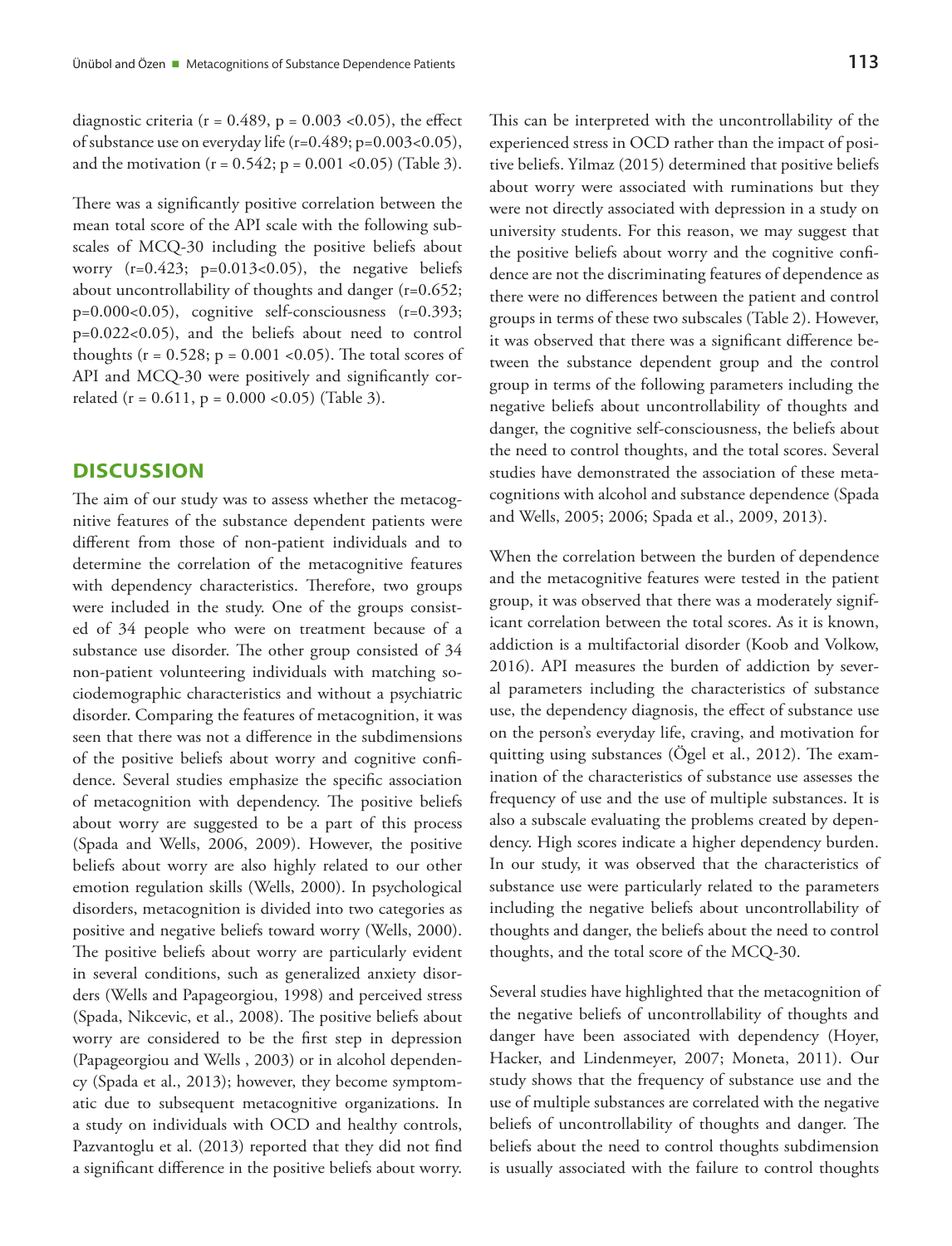diagnostic criteria ($r = 0.489$, $p = 0.003 < 0.05$), the effect of substance use on everyday life ($r=0.489$; $p=0.003<0.05$), and the motivation ($r = 0.542$; $p = 0.001 < 0.05$) (Table 3).

There was a significantly positive correlation between the mean total score of the API scale with the following subscales of MCQ-30 including the positive beliefs about worry ($r=0.423$; $p=0.013<0.05$), the negative beliefs about uncontrollability of thoughts and danger ($r=0.652$; $p=0.000<0.05$), cognitive self-consciousness ($r=0.393$; $p=0.022<0.05$), and the beliefs about need to control thoughts ($r = 0.528$; $p = 0.001 < 0.05$). The total scores of API and MCQ-30 were positively and significantly correlated ($r = 0.611$, $p = 0.000 < 0.05$) (Table 3).

## DISCUSSION

The aim of our study was to assess whether the metacognitive features of the substance dependent patients were different from those of non-patient individuals and to determine the correlation of the metacognitive features with dependency characteristics. Therefore, two groups were included in the study. One of the groups consisted of 34 people who were on treatment because of a substance use disorder. The other group consisted of 34 non-patient volunteering individuals with matching sociodemographic characteristics and without a psychiatric disorder. Comparing the features of metacognition, it was seen that there was not a difference in the subdimensions of the positive beliefs about worry and cognitive confidence. Several studies emphasize the specific association of metacognition with dependency. The positive beliefs about worry are suggested to be a part of this process (Spada and Wells, 2006, 2009). However, the positive beliefs about worry are also highly related to our other emotion regulation skills (Wells, 2000). In psychological disorders, metacognition is divided into two categories as positive and negative beliefs toward worry (Wells, 2000). The positive beliefs about worry are particularly evident in several conditions, such as generalized anxiety disorders (Wells and Papageorgiou, 1998) and perceived stress (Spada, Nikcevic, et al., 2008). The positive beliefs about worry are considered to be the first step in depression (Papageorgiou and Wells , 2003) or in alcohol dependency (Spada et al., 2013); however, they become symptomatic due to subsequent metacognitive organizations. In a study on individuals with OCD and healthy controls, Pazvantoglu et al. (2013) reported that they did not find a significant difference in the positive beliefs about worry. This can be interpreted with the uncontrollability of the experienced stress in OCD rather than the impact of positive beliefs. Yilmaz (2015) determined that positive beliefs about worry were associated with ruminations but they were not directly associated with depression in a study on university students. For this reason, we may suggest that the positive beliefs about worry and the cognitive confidence are not the discriminating features of dependence as there were no differences between the patient and control groups in terms of these two subscales (Table 2). However, it was observed that there was a significant difference between the substance dependent group and the control group in terms of the following parameters including the negative beliefs about uncontrollability of thoughts and danger, the cognitive self-consciousness, the beliefs about the need to control thoughts, and the total scores. Several studies have demonstrated the association of these metacognitions with alcohol and substance dependence (Spada and Wells, 2005; 2006; Spada et al., 2009, 2013).

When the correlation between the burden of dependence and the metacognitive features were tested in the patient group, it was observed that there was a moderately significant correlation between the total scores. As it is known, addiction is a multifactorial disorder (Koob and Volkow, 2016). API measures the burden of addiction by several parameters including the characteristics of substance use, the dependency diagnosis, the effect of substance use on the person's everyday life, craving, and motivation for quitting using substances (Ögel et al., 2012). The examination of the characteristics of substance use assesses the frequency of use and the use of multiple substances. It is also a subscale evaluating the problems created by dependency. High scores indicate a higher dependency burden. In our study, it was observed that the characteristics of substance use were particularly related to the parameters including the negative beliefs about uncontrollability of thoughts and danger, the beliefs about the need to control thoughts, and the total score of the MCQ-30.

Several studies have highlighted that the metacognition of the negative beliefs of uncontrollability of thoughts and danger have been associated with dependency (Hoyer, Hacker, and Lindenmeyer, 2007; Moneta, 2011). Our study shows that the frequency of substance use and the use of multiple substances are correlated with the negative beliefs of uncontrollability of thoughts and danger. The beliefs about the need to control thoughts subdimension is usually associated with the failure to control thoughts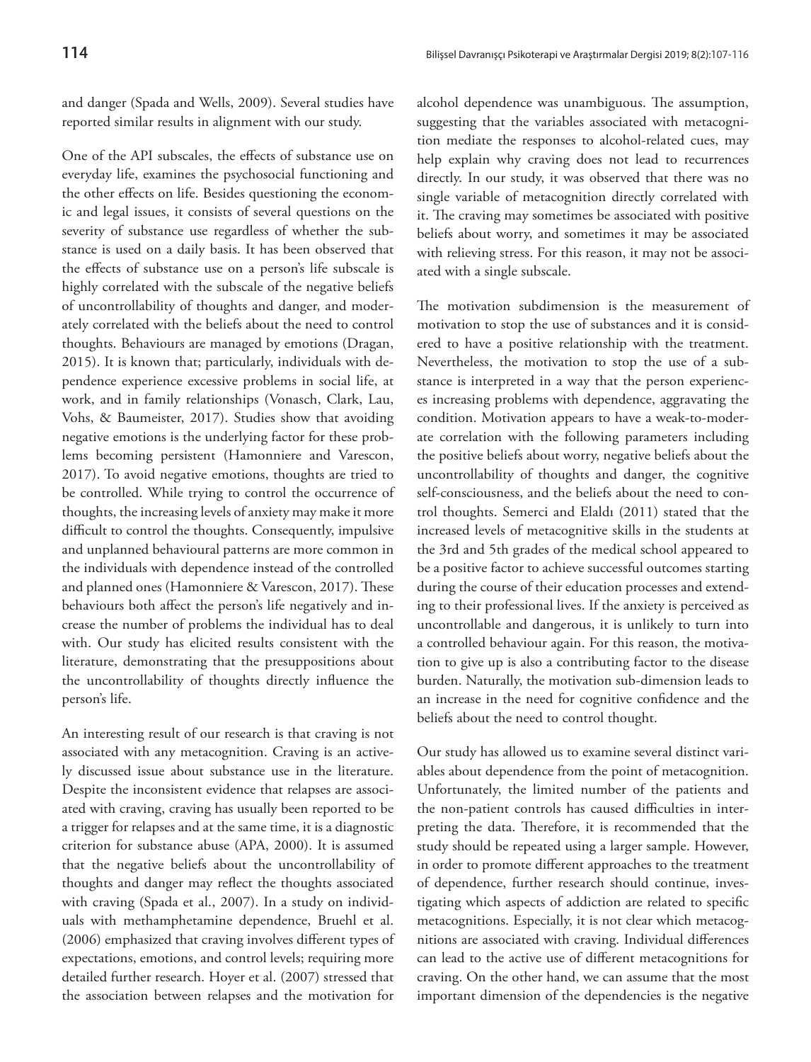and danger (Spada and Wells, 2009). Several studies have reported similar results in alignment with our study.

One of the API subscales, the effects of substance use on everyday life, examines the psychosocial functioning and the other effects on life. Besides questioning the economic and legal issues, it consists of several questions on the severity of substance use regardless of whether the substance is used on a daily basis. It has been observed that the effects of substance use on a person's life subscale is highly correlated with the subscale of the negative beliefs of uncontrollability of thoughts and danger, and moderately correlated with the beliefs about the need to control thoughts. Behaviours are managed by emotions (Dragan, 2015). It is known that; particularly, individuals with dependence experience excessive problems in social life, at work, and in family relationships (Vonasch, Clark, Lau, Vohs, & Baumeister, 2017). Studies show that avoiding negative emotions is the underlying factor for these problems becoming persistent (Hamonniere and Varescon, 2017). To avoid negative emotions, thoughts are tried to be controlled. While trying to control the occurrence of thoughts, the increasing levels of anxiety may make it more difficult to control the thoughts. Consequently, impulsive and unplanned behavioural patterns are more common in the individuals with dependence instead of the controlled and planned ones (Hamonniere & Varescon, 2017). These behaviours both affect the person's life negatively and increase the number of problems the individual has to deal with. Our study has elicited results consistent with the literature, demonstrating that the presuppositions about the uncontrollability of thoughts directly influence the person's life.

An interesting result of our research is that craving is not associated with any metacognition. Craving is an actively discussed issue about substance use in the literature. Despite the inconsistent evidence that relapses are associated with craving, craving has usually been reported to be a trigger for relapses and at the same time, it is a diagnostic criterion for substance abuse (APA, 2000). It is assumed that the negative beliefs about the uncontrollability of thoughts and danger may reflect the thoughts associated with craving (Spada et al., 2007). In a study on individuals with methamphetamine dependence, Bruehl et al. (2006) emphasized that craving involves different types of expectations, emotions, and control levels; requiring more detailed further research. Hoyer et al. (2007) stressed that the association between relapses and the motivation for alcohol dependence was unambiguous. The assumption, suggesting that the variables associated with metacognition mediate the responses to alcohol-related cues, may help explain why craving does not lead to recurrences directly. In our study, it was observed that there was no single variable of metacognition directly correlated with it. The craving may sometimes be associated with positive beliefs about worry, and sometimes it may be associated with relieving stress. For this reason, it may not be associated with a single subscale.

The motivation subdimension is the measurement of motivation to stop the use of substances and it is considered to have a positive relationship with the treatment. Nevertheless, the motivation to stop the use of a substance is interpreted in a way that the person experiences increasing problems with dependence, aggravating the condition. Motivation appears to have a weak-to-moderate correlation with the following parameters including the positive beliefs about worry, negative beliefs about the uncontrollability of thoughts and danger, the cognitive self-consciousness, and the beliefs about the need to control thoughts. Semerci and Elaldı (2011) stated that the increased levels of metacognitive skills in the students at the 3rd and 5th grades of the medical school appeared to be a positive factor to achieve successful outcomes starting during the course of their education processes and extending to their professional lives. If the anxiety is perceived as uncontrollable and dangerous, it is unlikely to turn into a controlled behaviour again. For this reason, the motivation to give up is also a contributing factor to the disease burden. Naturally, the motivation sub-dimension leads to an increase in the need for cognitive confidence and the beliefs about the need to control thought.

Our study has allowed us to examine several distinct variables about dependence from the point of metacognition. Unfortunately, the limited number of the patients and the non-patient controls has caused difficulties in interpreting the data. Therefore, it is recommended that the study should be repeated using a larger sample. However, in order to promote different approaches to the treatment of dependence, further research should continue, investigating which aspects of addiction are related to specific metacognitions. Especially, it is not clear which metacognitions are associated with craving. Individual differences can lead to the active use of different metacognitions for craving. On the other hand, we can assume that the most important dimension of the dependencies is the negative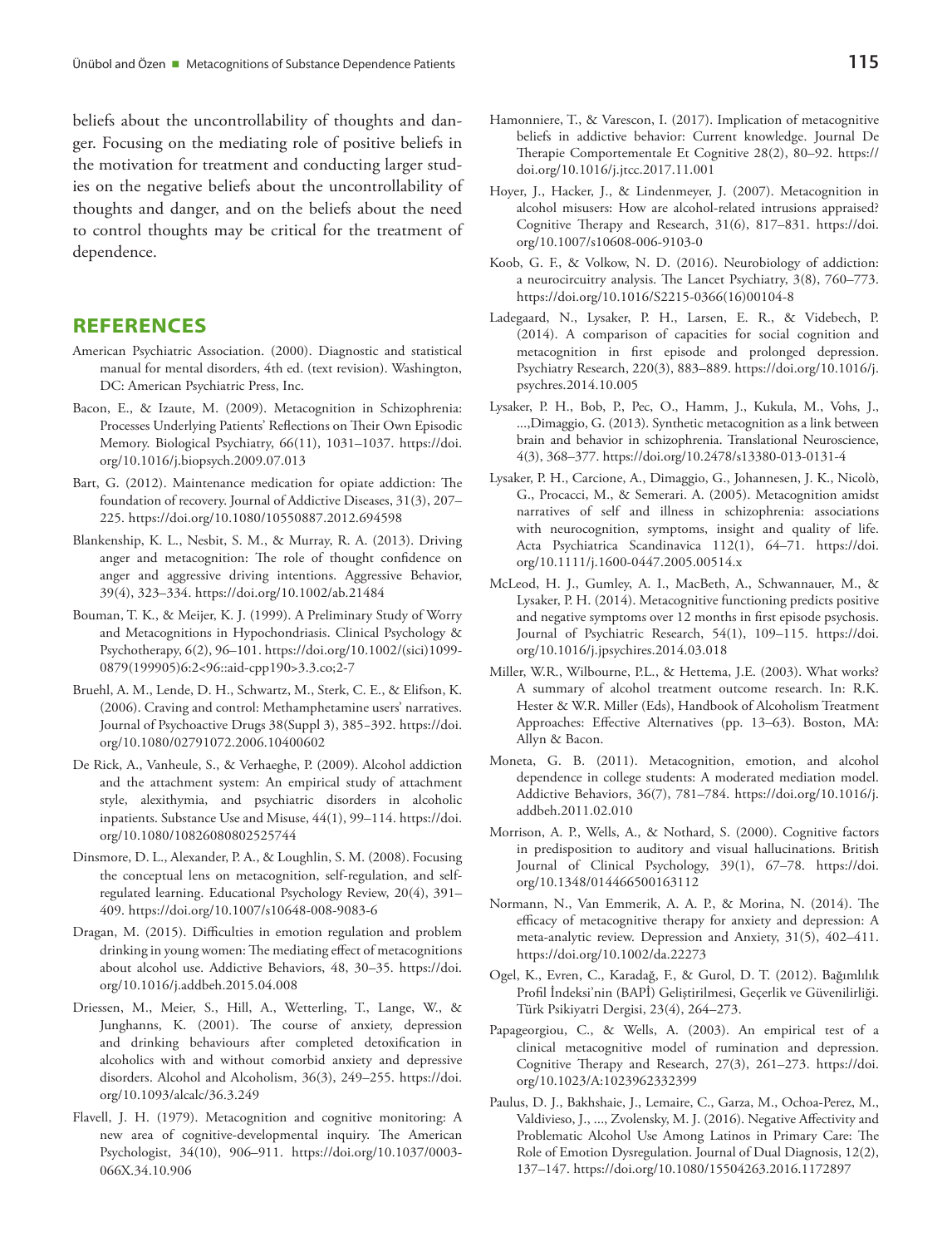beliefs about the uncontrollability of thoughts and danger. Focusing on the mediating role of positive beliefs in the motivation for treatment and conducting larger studies on the negative beliefs about the uncontrollability of thoughts and danger, and on the beliefs about the need to control thoughts may be critical for the treatment of dependence.

## REFERENCES

American Psychiatric Association. (2000). Diagnostic and statistical manual for mental disorders, 4th ed. (text revision). Washington, DC: American Psychiatric Press, Inc.

Bacon, E., & Izaute, M. (2009). Metacognition in Schizophrenia: Processes Underlying Patients' Reflections on Their Own Episodic Memory. Biological Psychiatry, 66(11), 1031–1037. https://doi.org/10.1016/j.biopsych.2009.07.013

Bart, G. (2012). Maintenance medication for opiate addiction: The foundation of recovery. Journal of Addictive Diseases, 31(3), 207–225. https://doi.org/10.1080/10550887.2012.694598

Blankenship, K. L., Nesbit, S. M., & Murray, R. A. (2013). Driving anger and metacognition: The role of thought confidence on anger and aggressive driving intentions. Aggressive Behavior, 39(4), 323–334. https://doi.org/10.1002/ab.21484

Bouman, T. K., & Meijer, K. J. (1999). A Preliminary Study of Worry and Metacognitions in Hypochondriasis. Clinical Psychology & Psychotherapy, 6(2), 96–101. https://doi.org/10.1002/(sici)1099-0879(199905)6:2<96::aid-cpp190>3.3.co;2-7

Bruehl, A. M., Lende, D. H., Schwartz, M., Sterk, C. E., & Elifson, K. (2006). Craving and control: Methamphetamine users' narratives. Journal of Psychoactive Drugs 38(Suppl 3), 385–392. https://doi.org/10.1080/02791072.2006.10400602

De Rick, A., Vanheule, S., & Verhaeghe, P. (2009). Alcohol addiction and the attachment system: An empirical study of attachment style, alexithymia, and psychiatric disorders in alcoholic inpatients. Substance Use and Misuse, 44(1), 99–114. https://doi.org/10.1080/10826080802525744

Dinsmore, D. L., Alexander, P. A., & Loughlin, S. M. (2008). Focusing the conceptual lens on metacognition, self-regulation, and self-regulated learning. Educational Psychology Review, 20(4), 391–409. https://doi.org/10.1007/s10648-008-9083-6

Dragan, M. (2015). Difficulties in emotion regulation and problem drinking in young women: The mediating effect of metacognitions about alcohol use. Addictive Behaviors, 48, 30–35. https://doi.org/10.1016/j.addbeh.2015.04.008

Driessen, M., Meier, S., Hill, A., Wetterling, T., Lange, W., & Junghanns, K. (2001). The course of anxiety, depression and drinking behaviours after completed detoxification in alcoholics with and without comorbid anxiety and depressive disorders. Alcohol and Alcoholism, 36(3), 249–255. https://doi.org/10.1093/alcalc/36.3.249

Flavell, J. H. (1979). Metacognition and cognitive monitoring: A new area of cognitive-developmental inquiry. The American Psychologist, 34(10), 906–911. https://doi.org/10.1037/0003-066X.34.10.906

Hamonniere, T., & Varescon, I. (2017). Implication of metacognitive beliefs in addictive behavior: Current knowledge. Journal De Therapie Comportementale Et Cognitive 28(2), 80–92. https://doi.org/10.1016/j.jtcc.2017.11.001

Hoyer, J., Hacker, J., & Lindenmeyer, J. (2007). Metacognition in alcohol misusers: How are alcohol-related intrusions appraised? Cognitive Therapy and Research, 31(6), 817–831. https://doi.org/10.1007/s10608-006-9103-0

Koob, G. F., & Volkow, N. D. (2016). Neurobiology of addiction: a neurocircuitry analysis. The Lancet Psychiatry, 3(8), 760–773. https://doi.org/10.1016/S2215-0366(16)00104-8

Ladegaard, N., Lysaker, P. H., Larsen, E. R., & Videbech, P. (2014). A comparison of capacities for social cognition and metacognition in first episode and prolonged depression. Psychiatry Research, 220(3), 883–889. https://doi.org/10.1016/j.psychres.2014.10.005

Lysaker, P. H., Bob, P., Pec, O., Hamm, J., Kukula, M., Vohs, J., ...,Dimaggio, G. (2013). Synthetic metacognition as a link between brain and behavior in schizophrenia. Translational Neuroscience, 4(3), 368–377. https://doi.org/10.2478/s13380-013-0131-4

Lysaker, P. H., Carcione, A., Dimaggio, G., Johannesen, J. K., Nicolò, G., Procacci, M., & Semerari. A. (2005). Metacognition amidst narratives of self and illness in schizophrenia: associations with neurocognition, symptoms, insight and quality of life. Acta Psychiatrica Scandinavica 112(1), 64–71. https://doi.org/10.1111/j.1600-0447.2005.00514.x

McLeod, H. J., Gumley, A. I., MacBeth, A., Schwannauer, M., & Lysaker, P. H. (2014). Metacognitive functioning predicts positive and negative symptoms over 12 months in first episode psychosis. Journal of Psychiatric Research, 54(1), 109–115. https://doi.org/10.1016/j.jpsychires.2014.03.018

Miller, W.R., Wilbourne, P.L., & Hettema, J.E. (2003). What works? A summary of alcohol treatment outcome research. In: R.K. Hester & W.R. Miller (Eds), Handbook of Alcoholism Treatment Approaches: Effective Alternatives (pp. 13–63). Boston, MA: Allyn & Bacon.

Moneta, G. B. (2011). Metacognition, emotion, and alcohol dependence in college students: A moderated mediation model. Addictive Behaviors, 36(7), 781–784. https://doi.org/10.1016/j.addbeh.2011.02.010

Morrison, A. P., Wells, A., & Nothard, S. (2000). Cognitive factors in predisposition to auditory and visual hallucinations. British Journal of Clinical Psychology, 39(1), 67–78. https://doi.org/10.1348/014466500163112

Normann, N., Van Emmerik, A. A. P., & Morina, N. (2014). The efficacy of metacognitive therapy for anxiety and depression: A meta-analytic review. Depression and Anxiety, 31(5), 402–411. https://doi.org/10.1002/da.22273

Ogel, K., Evren, C., Karadağ, F., & Gurol, D. T. (2012). Bağımlılık Profil İndeksi'nin (BAPİ) Geliştirilmesi, Geçerlik ve Güvenilirliği. Türk Psikiyatri Dergisi, 23(4), 264–273.

Papageorgiou, C., & Wells, A. (2003). An empirical test of a clinical metacognitive model of rumination and depression. Cognitive Therapy and Research, 27(3), 261–273. https://doi.org/10.1023/A:1023962332399

Paulus, D. J., Bakhshaie, J., Lemaire, C., Garza, M., Ochoa-Perez, M., Valdivieso, J., ..., Zvolensky, M. J. (2016). Negative Affectivity and Problematic Alcohol Use Among Latinos in Primary Care: The Role of Emotion Dysregulation. Journal of Dual Diagnosis, 12(2), 137–147. https://doi.org/10.1080/15504263.2016.1172897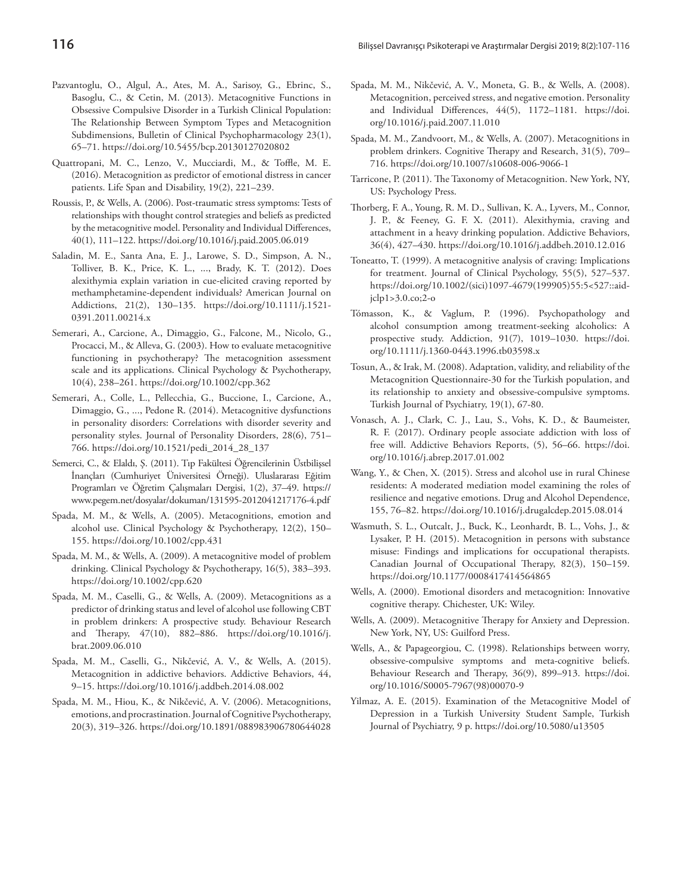Pazvantoglu, O., Algul, A., Ates, M. A., Sarisoy, G., Ebrinc, S., Basoglu, C., & Cetin, M. (2013). Metacognitive Functions in Obsessive Compulsive Disorder in a Turkish Clinical Population: The Relationship Between Symptom Types and Metacognition Subdimensions, Bulletin of Clinical Psychopharmacology 23(1), 65–71. https://doi.org/10.5455/bcp.20130127020802

Quattropani, M. C., Lenzo, V., Mucciardi, M., & Toffle, M. E. (2016). Metacognition as predictor of emotional distress in cancer patients. Life Span and Disability, 19(2), 221–239.

Roussis, P., & Wells, A. (2006). Post-traumatic stress symptoms: Tests of relationships with thought control strategies and beliefs as predicted by the metacognitive model. Personality and Individual Differences, 40(1), 111–122. https://doi.org/10.1016/j.paid.2005.06.019

Saladin, M. E., Santa Ana, E. J., Larowe, S. D., Simpson, A. N., Tolliver, B. K., Price, K. L., ..., Brady, K. T. (2012). Does alexithymia explain variation in cue-elicited craving reported by methamphetamine-dependent individuals? American Journal on Addictions, 21(2), 130–135. https://doi.org/10.1111/j.1521-0391.2011.00214.x

Semerari, A., Carcione, A., Dimaggio, G., Falcone, M., Nicolo, G., Procacci, M., & Alleva, G. (2003). How to evaluate metacognitive functioning in psychotherapy? The metacognition assessment scale and its applications. Clinical Psychology & Psychotherapy, 10(4), 238–261. https://doi.org/10.1002/cpp.362

Semerari, A., Colle, L., Pellecchia, G., Buccione, I., Carcione, A., Dimaggio, G., ..., Pedone R. (2014). Metacognitive dysfunctions in personality disorders: Correlations with disorder severity and personality styles. Journal of Personality Disorders, 28(6), 751–766. https://doi.org/10.1521/pedi_2014_28_137

Semerci, C., & Elaldı, Ş. (2011). Tıp Fakültesi Öğrencilerinin Üstbilişsel İnançları (Cumhuriyet Üniversitesi Örneği). Uluslararası Eğitim Programları ve Öğretim Çalışmaları Dergisi, 1(2), 37–49. https://www.pegem.net/dosyalar/dokuman/131595-2012041217176-4.pdf

Spada, M. M., & Wells, A. (2005). Metacognitions, emotion and alcohol use. Clinical Psychology & Psychotherapy, 12(2), 150–155. https://doi.org/10.1002/cpp.431

Spada, M. M., & Wells, A. (2009). A metacognitive model of problem drinking. Clinical Psychology & Psychotherapy, 16(5), 383–393. https://doi.org/10.1002/cpp.620

Spada, M. M., Caselli, G., & Wells, A. (2009). Metacognitions as a predictor of drinking status and level of alcohol use following CBT in problem drinkers: A prospective study. Behaviour Research and Therapy, 47(10), 882–886. https://doi.org/10.1016/j.brat.2009.06.010

Spada, M. M., Caselli, G., Nikčević, A. V., & Wells, A. (2015). Metacognition in addictive behaviors. Addictive Behaviors, 44, 9–15. https://doi.org/10.1016/j.addbeh.2014.08.002

Spada, M. M., Hiou, K., & Nikčević, A. V. (2006). Metacognitions, emotions, and procrastination. Journal of Cognitive Psychotherapy, 20(3), 319–326. https://doi.org/10.1891/088983906780644028

Spada, M. M., Nikčević, A. V., Moneta, G. B., & Wells, A. (2008). Metacognition, perceived stress, and negative emotion. Personality and Individual Differences, 44(5), 1172–1181. https://doi.org/10.1016/j.paid.2007.11.010

Spada, M. M., Zandvoort, M., & Wells, A. (2007). Metacognitions in problem drinkers. Cognitive Therapy and Research, 31(5), 709–716. https://doi.org/10.1007/s10608-006-9066-1

Tarricone, P. (2011). The Taxonomy of Metacognition. New York, NY, US: Psychology Press.

Thorberg, F. A., Young, R. M. D., Sullivan, K. A., Lyvers, M., Connor, J. P., & Feeney, G. F. X. (2011). Alexithymia, craving and attachment in a heavy drinking population. Addictive Behaviors, 36(4), 427–430. https://doi.org/10.1016/j.addbeh.2010.12.016

Toneatto, T. (1999). A metacognitive analysis of craving: Implications for treatment. Journal of Clinical Psychology, 55(5), 527–537. https://doi.org/10.1002/(sici)1097-4679(199905)55:5<527::aid-jclp1>3.0.co;2-o

Tómasson, K., & Vaglum, P. (1996). Psychopathology and alcohol consumption among treatment-seeking alcoholics: A prospective study. Addiction, 91(7), 1019–1030. https://doi.org/10.1111/j.1360-0443.1996.tb03598.x

Tosun, A., & Irak, M. (2008). Adaptation, validity, and reliability of the Metacognition Questionnaire-30 for the Turkish population, and its relationship to anxiety and obsessive-compulsive symptoms. Turkish Journal of Psychiatry, 19(1), 67-80.

Vonasch, A. J., Clark, C. J., Lau, S., Vohs, K. D., & Baumeister, R. F. (2017). Ordinary people associate addiction with loss of free will. Addictive Behaviors Reports, (5), 56–66. https://doi.org/10.1016/j.abrep.2017.01.002

Wang, Y., & Chen, X. (2015). Stress and alcohol use in rural Chinese residents: A moderated mediation model examining the roles of resilience and negative emotions. Drug and Alcohol Dependence, 155, 76–82. https://doi.org/10.1016/j.drugalcdep.2015.08.014

Wasmuth, S. L., Outcalt, J., Buck, K., Leonhardt, B. L., Vohs, J., & Lysaker, P. H. (2015). Metacognition in persons with substance misuse: Findings and implications for occupational therapists. Canadian Journal of Occupational Therapy, 82(3), 150–159. https://doi.org/10.1177/0008417414564865

Wells, A. (2000). Emotional disorders and metacognition: Innovative cognitive therapy. Chichester, UK: Wiley.

Wells, A. (2009). Metacognitive Therapy for Anxiety and Depression. New York, NY, US: Guilford Press.

Wells, A., & Papageorgiou, C. (1998). Relationships between worry, obsessive-compulsive symptoms and meta-cognitive beliefs. Behaviour Research and Therapy, 36(9), 899–913. https://doi.org/10.1016/S0005-7967(98)00070-9

Yilmaz, A. E. (2015). Examination of the Metacognitive Model of Depression in a Turkish University Student Sample, Turkish Journal of Psychiatry, 9 p. https://doi.org/10.5080/u13505